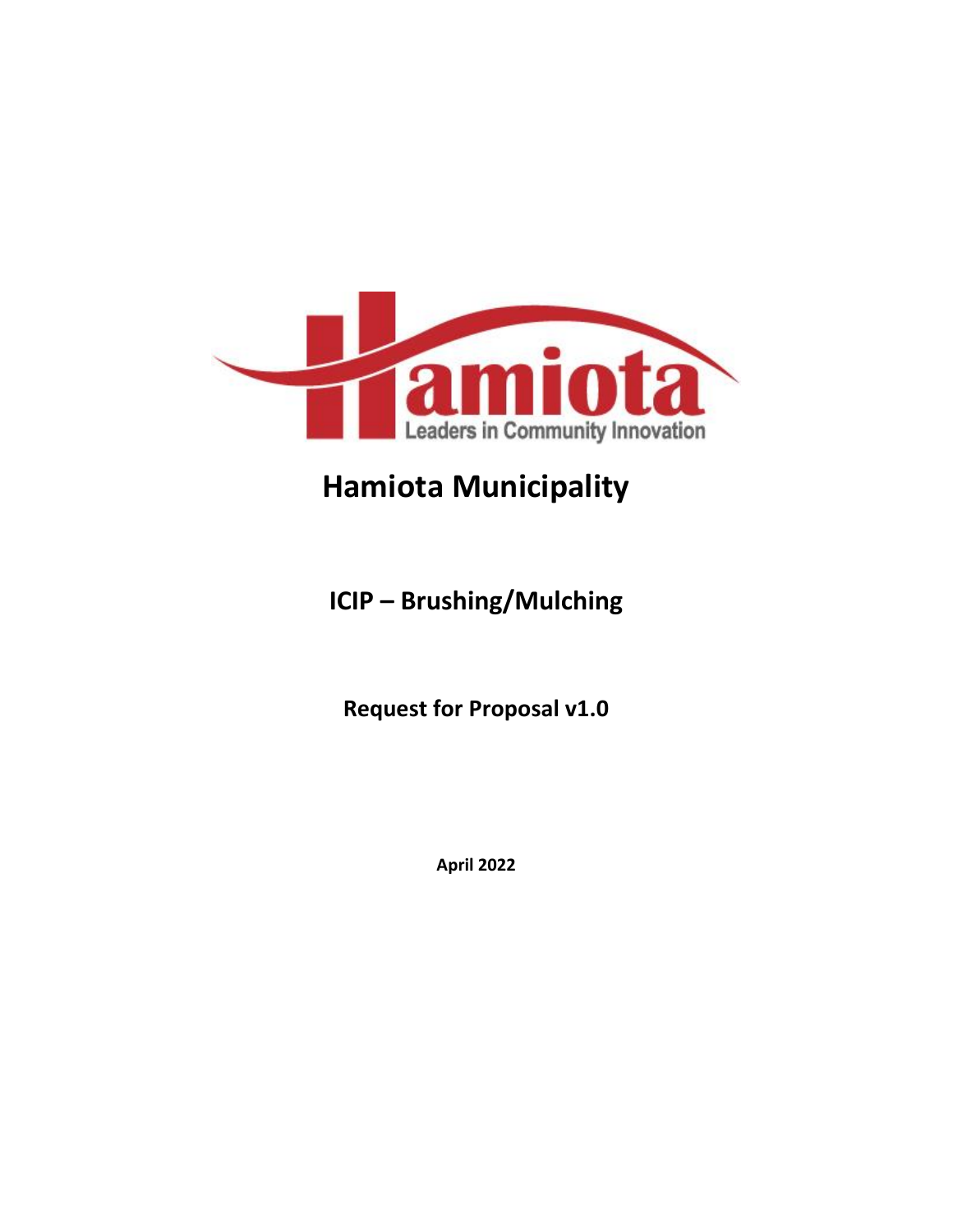# Hamiota Municipality

## ICIP – Brushing/Mulching

### Request for Proposal v1.0

**April 2022**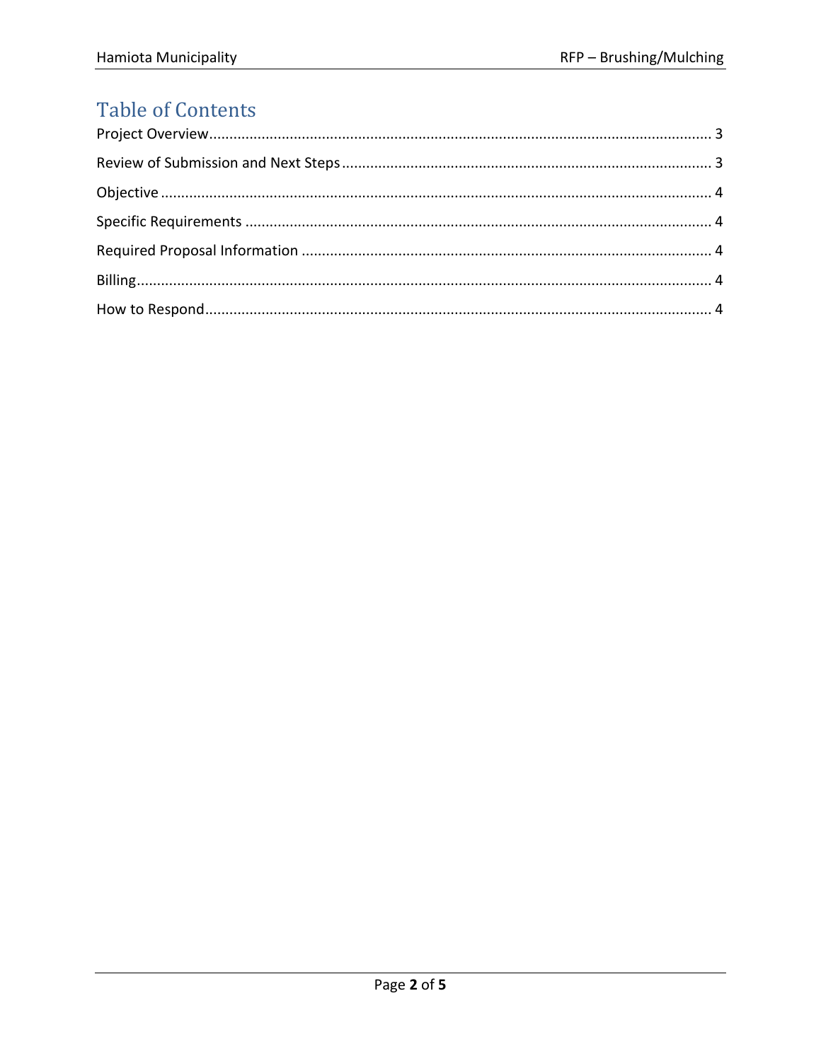# Table of Contents

Project Overview ..... 3

Review of Submission and Next Steps ..... 3

Objective ..... 4

Specific Requirements ..... 4

Required Proposal Information ..... 4

Billing ..... 4

How to Respond ..... 4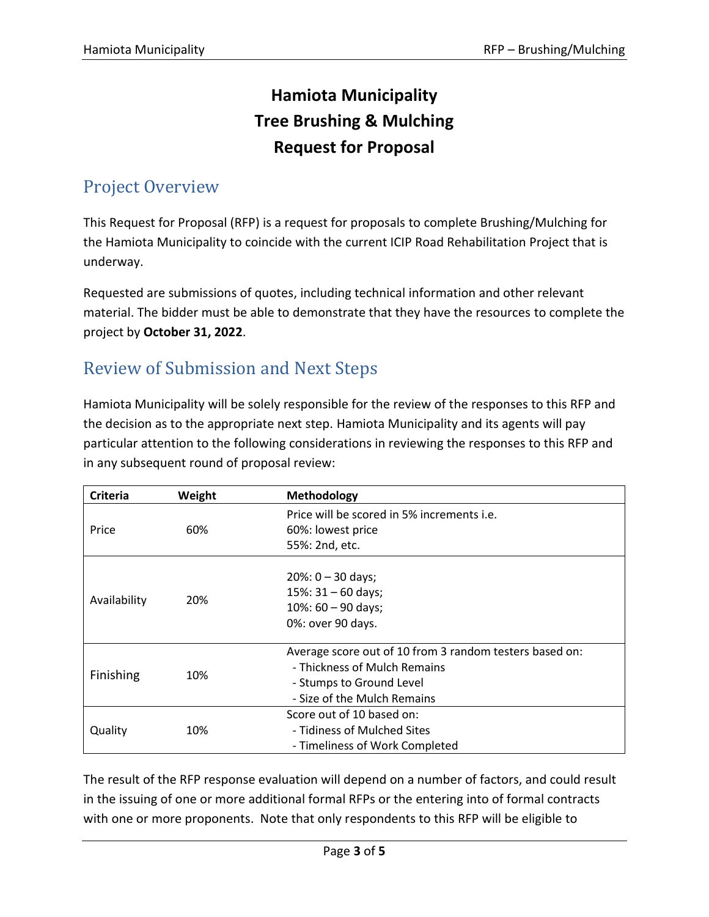# Hamiota Municipality
# Tree Brushing & Mulching
# Request for Proposal

## Project Overview

This Request for Proposal (RFP) is a request for proposals to complete Brushing/Mulching for the Hamiota Municipality to coincide with the current ICIP Road Rehabilitation Project that is underway.

Requested are submissions of quotes, including technical information and other relevant material. The bidder must be able to demonstrate that they have the resources to complete the project by **October 31, 2022**.

## Review of Submission and Next Steps

Hamiota Municipality will be solely responsible for the review of the responses to this RFP and the decision as to the appropriate next step. Hamiota Municipality and its agents will pay particular attention to the following considerations in reviewing the responses to this RFP and in any subsequent round of proposal review:

| Criteria | Weight | Methodology |
|---|---|---|
| Price | 60% | Price will be scored in 5% increments i.e.<br>60%: lowest price<br>55%: 2nd, etc. |
| Availability | 20% | 20%: 0 – 30 days;<br>15%: 31 – 60 days;<br>10%: 60 – 90 days;<br>0%: over 90 days. |
| Finishing | 10% | Average score out of 10 from 3 random testers based on:<br>- Thickness of Mulch Remains<br>- Stumps to Ground Level<br>- Size of the Mulch Remains |
| Quality | 10% | Score out of 10 based on:<br>- Tidiness of Mulched Sites<br>- Timeliness of Work Completed |

The result of the RFP response evaluation will depend on a number of factors, and could result in the issuing of one or more additional formal RFPs or the entering into of formal contracts with one or more proponents. Note that only respondents to this RFP will be eligible to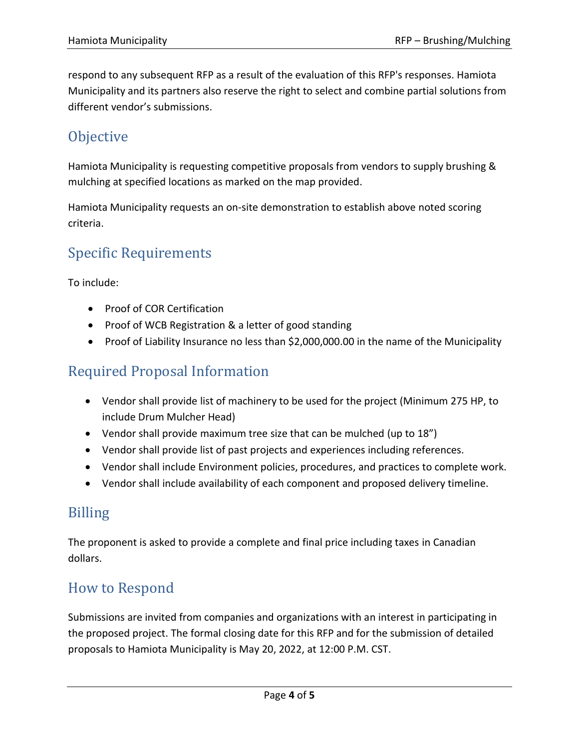respond to any subsequent RFP as a result of the evaluation of this RFP's responses. Hamiota Municipality and its partners also reserve the right to select and combine partial solutions from different vendor's submissions.

## Objective

Hamiota Municipality is requesting competitive proposals from vendors to supply brushing & mulching at specified locations as marked on the map provided.

Hamiota Municipality requests an on-site demonstration to establish above noted scoring criteria.

## Specific Requirements

To include:

- Proof of COR Certification
- Proof of WCB Registration & a letter of good standing
- Proof of Liability Insurance no less than $2,000,000.00 in the name of the Municipality

## Required Proposal Information

- Vendor shall provide list of machinery to be used for the project (Minimum 275 HP, to include Drum Mulcher Head)
- Vendor shall provide maximum tree size that can be mulched (up to 18")
- Vendor shall provide list of past projects and experiences including references.
- Vendor shall include Environment policies, procedures, and practices to complete work.
- Vendor shall include availability of each component and proposed delivery timeline.

## Billing

The proponent is asked to provide a complete and final price including taxes in Canadian dollars.

## How to Respond

Submissions are invited from companies and organizations with an interest in participating in the proposed project. The formal closing date for this RFP and for the submission of detailed proposals to Hamiota Municipality is May 20, 2022, at 12:00 P.M. CST.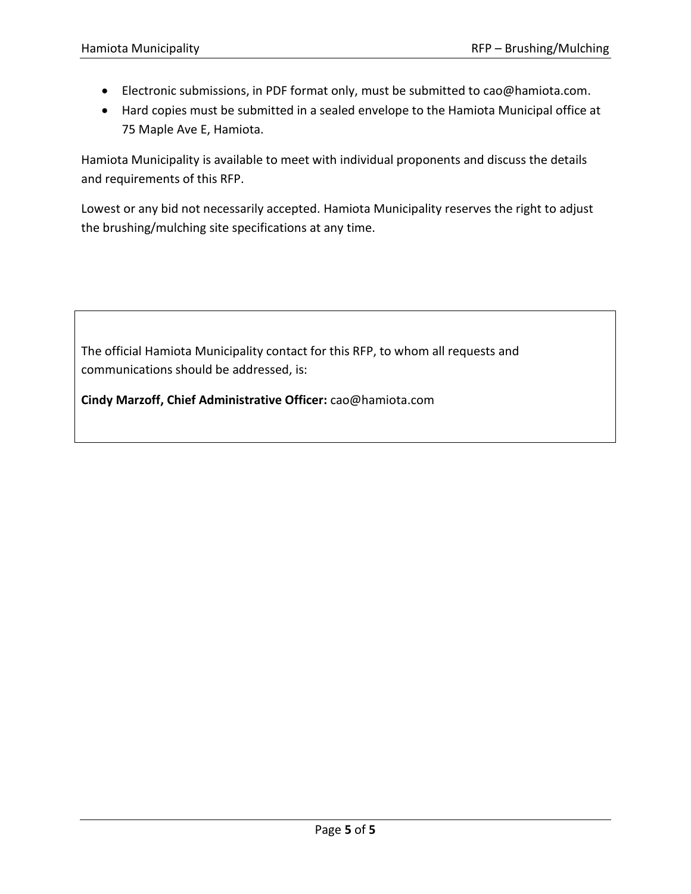- Electronic submissions, in PDF format only, must be submitted to cao@hamiota.com.
- Hard copies must be submitted in a sealed envelope to the Hamiota Municipal office at 75 Maple Ave E, Hamiota.

Hamiota Municipality is available to meet with individual proponents and discuss the details and requirements of this RFP.

Lowest or any bid not necessarily accepted. Hamiota Municipality reserves the right to adjust the brushing/mulching site specifications at any time.

The official Hamiota Municipality contact for this RFP, to whom all requests and communications should be addressed, is:

**Cindy Marzoff, Chief Administrative Officer:** cao@hamiota.com